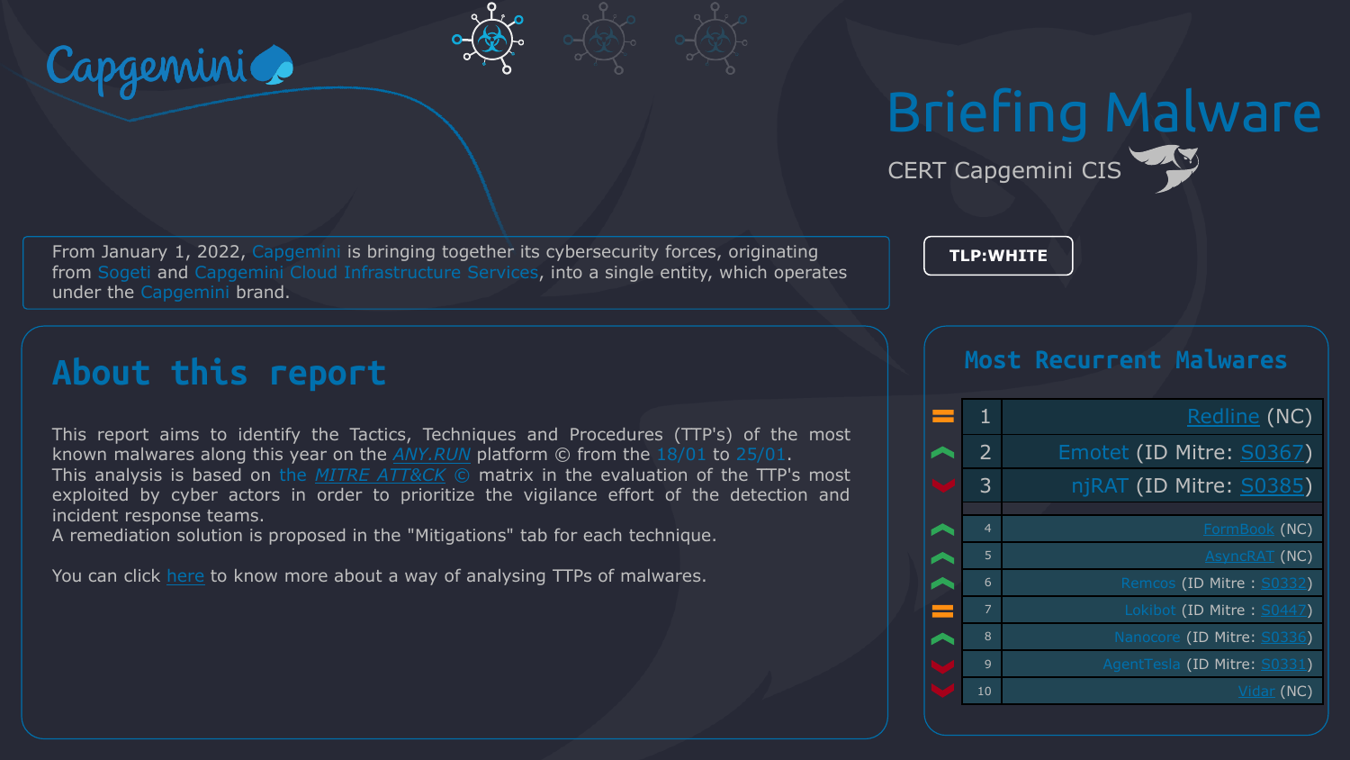Capgemini

# Briefing Malware

CERT Capgemini CIS

From January 1, 2022, Capgemini is bringing together its cybersecurity forces, originating from Sogeti and Capgemini Cloud Infrastructure Services, into a single entity, which operates under the Capgemini brand.

**TLP:WHITE**

## About this report

This report aims to identify the Tactics, Techniques and Procedures (TTP's) of the most known malwares along this year on the *ANY.RUN* platform © from the 18/01 to 25/01.
This analysis is based on the *MITRE ATT&CK* © matrix in the evaluation of the TTP's most exploited by cyber actors in order to prioritize the vigilance effort of the detection and incident response teams.
A remediation solution is proposed in the "Mitigations" tab for each technique.

You can click here to know more about a way of analysing TTPs of malwares.

## Most Recurrent Malwares

| Trend | Rank | Malware |
|---|---|---|
| = | 1 | Redline (NC) |
| ↑ | 2 | Emotet (ID Mitre: S0367) |
| ↓ | 3 | njRAT (ID Mitre: S0385) |
| ↑ | 4 | FormBook (NC) |
| ↑ | 5 | AsyncRAT (NC) |
| ↑ | 6 | Remcos (ID Mitre : S0332) |
| = | 7 | Lokibot (ID Mitre : S0447) |
| ↑ | 8 | Nanocore (ID Mitre: S0336) |
| ↓ | 9 | AgentTesla (ID Mitre: S0331) |
| ↓ | 10 | Vidar (NC) |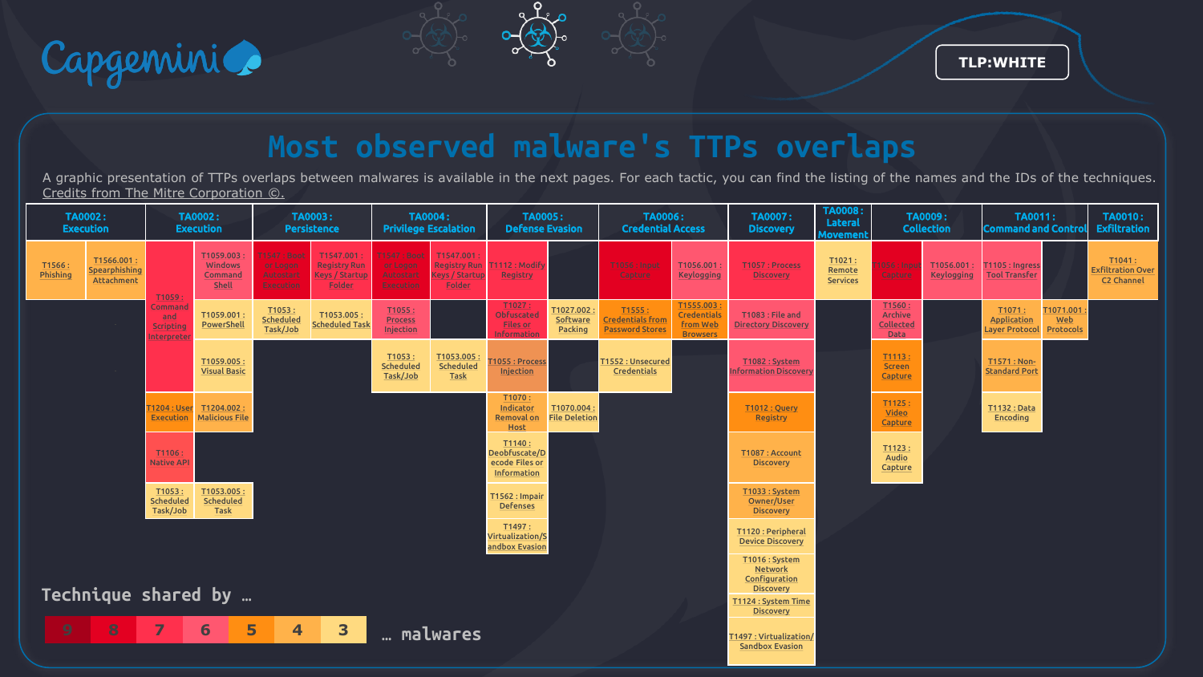TLP:WHITE

# Most observed malware's TTPs overlaps

A graphic presentation of TTPs overlaps between malwares is available in the next pages. For each tactic, you can find the listing of the names and the IDs of the techniques. Credits from The Mitre Corporation ©.

**TA0002 : Execution**
- T1566 : Phishing
  - T1566.001 : Spearphishing Attachment

**TA0002 : Execution**
- T1059 : Command and Scripting Interpreter
  - T1059.003 : Windows Command Shell
  - T1059.001 : PowerShell
  - T1059.005 : Visual Basic
- T1204 : User Execution
  - T1204.002 : Malicious File
- T1106 : Native API
- T1053 : Scheduled Task/Job
  - T1053.005 : Scheduled Task

**TA0003 : Persistence**
- T1547 : Boot or Logon Autostart Execution
  - T1547.001 : Registry Run Keys / Startup Folder
- T1053 : Scheduled Task/Job
  - T1053.005 : Scheduled Task

**TA0004 : Privilege Escalation**
- T1547 : Boot or Logon Autostart Execution
  - T1547.001 : Registry Run Keys / Startup Folder
- T1055 : Process Injection
- T1053 : Scheduled Task/Job
  - T1053.005 : Scheduled Task

**TA0005 : Defense Evasion**
- T1112 : Modify Registry
- T1027 : Obfuscated Files or Information
  - T1027.002 : Software Packing
- T1055 : Process Injection
- T1070 : Indicator Removal on Host
  - T1070.004 : File Deletion
- T1140 : Deobfuscate/Decode Files or Information
- T1562 : Impair Defenses
- T1497 : Virtualization/Sandbox Evasion

**TA0006 : Credential Access**
- T1056 : Input Capture
  - T1056.001 : Keylogging
- T1555 : Credentials from Password Stores
  - T1555.003 : Credentials from Web Browsers
- T1552 : Unsecured Credentials

**TA0007 : Discovery**
- T1057 : Process Discovery
- T1083 : File and Directory Discovery
- T1082 : System Information Discovery
- T1012 : Query Registry
- T1087 : Account Discovery
- T1033 : System Owner/User Discovery
- T1120 : Peripheral Device Discovery
- T1016 : System Network Configuration Discovery
- T1124 : System Time Discovery
- T1497 : Virtualization/Sandbox Evasion

**TA0008 : Lateral Movement**
- T1021 : Remote Services

**TA0009 : Collection**
- T1056 : Input Capture
  - T1056.001 : Keylogging
- T1560 : Archive Collected Data
- T1113 : Screen Capture
- T1125 : Video Capture
- T1123 : Audio Capture

**TA0011 : Command and Control**
- T1105 : Ingress Tool Transfer
- T1071 : Application Layer Protocol
  - T1071.001 : Web Protocols
- T1571 : Non-Standard Port
- T1132 : Data Encoding

**TA0010 : Exfiltration**
- T1041 : Exfiltration Over C2 Channel

Technique shared by … 9 | 8 | 7 | 6 | 5 | 4 | 3 … malwares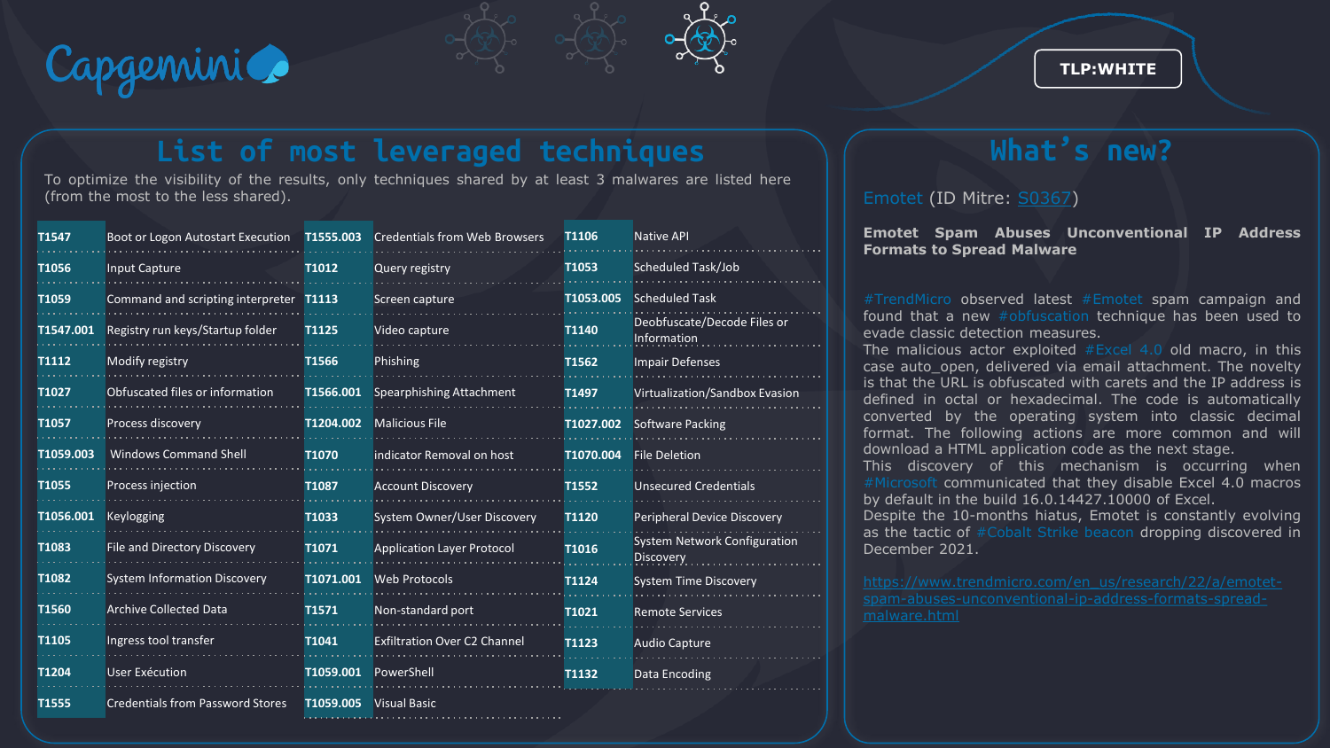TLP:WHITE

# List of most leveraged techniques

To optimize the visibility of the results, only techniques shared by at least 3 malwares are listed here (from the most to the less shared).

| | | | | | |
|---|---|---|---|---|---|
| T1547 | Boot or Logon Autostart Execution | T1555.003 | Credentials from Web Browsers | T1106 | Native API |
| T1056 | Input Capture | T1012 | Query registry | T1053 | Scheduled Task/Job |
| T1059 | Command and scripting interpreter | T1113 | Screen capture | T1053.005 | Scheduled Task |
| T1547.001 | Registry run keys/Startup folder | T1125 | Video capture | T1140 | Deobfuscate/Decode Files or Information |
| T1112 | Modify registry | T1566 | Phishing | T1562 | Impair Defenses |
| T1027 | Obfuscated files or information | T1566.001 | Spearphishing Attachment | T1497 | Virtualization/Sandbox Evasion |
| T1057 | Process discovery | T1204.002 | Malicious File | T1027.002 | Software Packing |
| T1059.003 | Windows Command Shell | T1070 | indicator Removal on host | T1070.004 | File Deletion |
| T1055 | Process injection | T1087 | Account Discovery | T1552 | Unsecured Credentials |
| T1056.001 | Keylogging | T1033 | System Owner/User Discovery | T1120 | Peripheral Device Discovery |
| T1083 | File and Directory Discovery | T1071 | Application Layer Protocol | T1016 | System Network Configuration Discovery |
| T1082 | System Information Discovery | T1071.001 | Web Protocols | T1124 | System Time Discovery |
| T1560 | Archive Collected Data | T1571 | Non-standard port | T1021 | Remote Services |
| T1105 | Ingress tool transfer | T1041 | Exfiltration Over C2 Channel | T1123 | Audio Capture |
| T1204 | User Exécution | T1059.001 | PowerShell | T1132 | Data Encoding |
| T1555 | Credentials from Password Stores | T1059.005 | Visual Basic | | |

# What's new?

Emotet (ID Mitre: S0367)

**Emotet Spam Abuses Unconventional IP Address Formats to Spread Malware**

#TrendMicro observed latest #Emotet spam campaign and found that a new #obfuscation technique has been used to evade classic detection measures.
The malicious actor exploited #Excel 4.0 old macro, in this case auto_open, delivered via email attachment. The novelty is that the URL is obfuscated with carets and the IP address is defined in octal or hexadecimal. The code is automatically converted by the operating system into classic decimal format. The following actions are more common and will download a HTML application code as the next stage.
This discovery of this mechanism is occurring when #Microsoft communicated that they disable Excel 4.0 macros by default in the build 16.0.14427.10000 of Excel.
Despite the 10-months hiatus, Emotet is constantly evolving as the tactic of #Cobalt Strike beacon dropping discovered in December 2021.

https://www.trendmicro.com/en_us/research/22/a/emotet-spam-abuses-unconventional-ip-address-formats-spread-malware.html